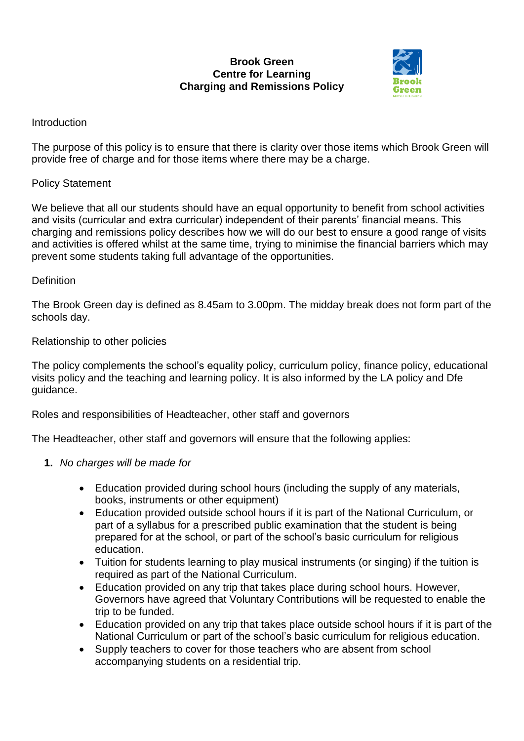# Brook Green
# Centre for Learning
# Charging and Remissions Policy

Introduction

The purpose of this policy is to ensure that there is clarity over those items which Brook Green will provide free of charge and for those items where there may be a charge.

Policy Statement

We believe that all our students should have an equal opportunity to benefit from school activities and visits (curricular and extra curricular) independent of their parents' financial means. This charging and remissions policy describes how we will do our best to ensure a good range of visits and activities is offered whilst at the same time, trying to minimise the financial barriers which may prevent some students taking full advantage of the opportunities.

Definition

The Brook Green day is defined as 8.45am to 3.00pm. The midday break does not form part of the schools day.

Relationship to other policies

The policy complements the school's equality policy, curriculum policy, finance policy, educational visits policy and the teaching and learning policy. It is also informed by the LA policy and Dfe guidance.

Roles and responsibilities of Headteacher, other staff and governors

The Headteacher, other staff and governors will ensure that the following applies:

1. *No charges will be made for*

    - Education provided during school hours (including the supply of any materials, books, instruments or other equipment)
    - Education provided outside school hours if it is part of the National Curriculum, or part of a syllabus for a prescribed public examination that the student is being prepared for at the school, or part of the school's basic curriculum for religious education.
    - Tuition for students learning to play musical instruments (or singing) if the tuition is required as part of the National Curriculum.
    - Education provided on any trip that takes place during school hours. However, Governors have agreed that Voluntary Contributions will be requested to enable the trip to be funded.
    - Education provided on any trip that takes place outside school hours if it is part of the National Curriculum or part of the school's basic curriculum for religious education.
    - Supply teachers to cover for those teachers who are absent from school accompanying students on a residential trip.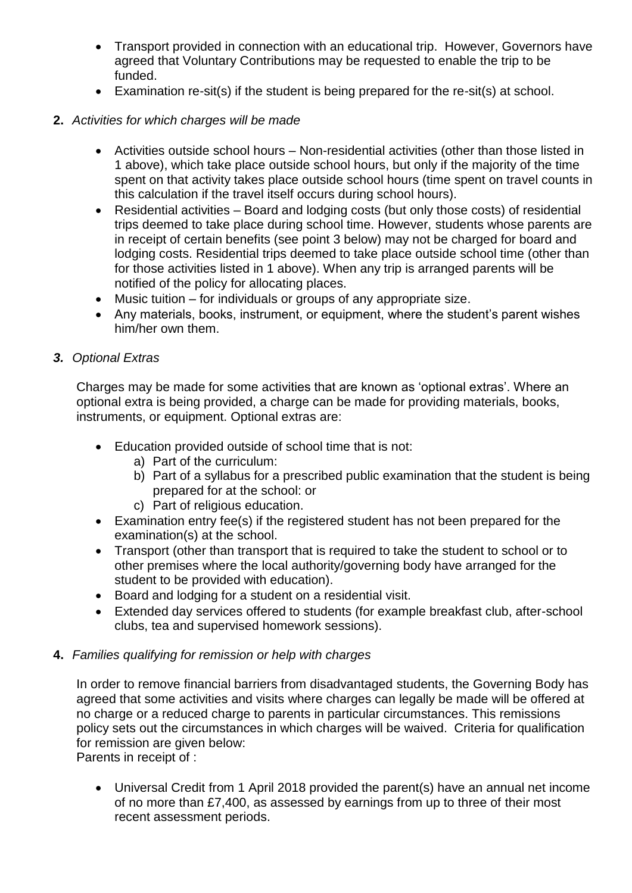- Transport provided in connection with an educational trip. However, Governors have agreed that Voluntary Contributions may be requested to enable the trip to be funded.
- Examination re-sit(s) if the student is being prepared for the re-sit(s) at school.

**2.** *Activities for which charges will be made*

- Activities outside school hours – Non-residential activities (other than those listed in 1 above), which take place outside school hours, but only if the majority of the time spent on that activity takes place outside school hours (time spent on travel counts in this calculation if the travel itself occurs during school hours).
- Residential activities – Board and lodging costs (but only those costs) of residential trips deemed to take place during school time. However, students whose parents are in receipt of certain benefits (see point 3 below) may not be charged for board and lodging costs. Residential trips deemed to take place outside school time (other than for those activities listed in 1 above). When any trip is arranged parents will be notified of the policy for allocating places.
- Music tuition – for individuals or groups of any appropriate size.
- Any materials, books, instrument, or equipment, where the student's parent wishes him/her own them.

***3.*** ***Optional Extras***

Charges may be made for some activities that are known as 'optional extras'. Where an optional extra is being provided, a charge can be made for providing materials, books, instruments, or equipment. Optional extras are:

- Education provided outside of school time that is not:
  a) Part of the curriculum:
  b) Part of a syllabus for a prescribed public examination that the student is being prepared for at the school: or
  c) Part of religious education.
- Examination entry fee(s) if the registered student has not been prepared for the examination(s) at the school.
- Transport (other than transport that is required to take the student to school or to other premises where the local authority/governing body have arranged for the student to be provided with education).
- Board and lodging for a student on a residential visit.
- Extended day services offered to students (for example breakfast club, after-school clubs, tea and supervised homework sessions).

**4.** *Families qualifying for remission or help with charges*

In order to remove financial barriers from disadvantaged students, the Governing Body has agreed that some activities and visits where charges can legally be made will be offered at no charge or a reduced charge to parents in particular circumstances. This remissions policy sets out the circumstances in which charges will be waived. Criteria for qualification for remission are given below:
Parents in receipt of :

- Universal Credit from 1 April 2018 provided the parent(s) have an annual net income of no more than £7,400, as assessed by earnings from up to three of their most recent assessment periods.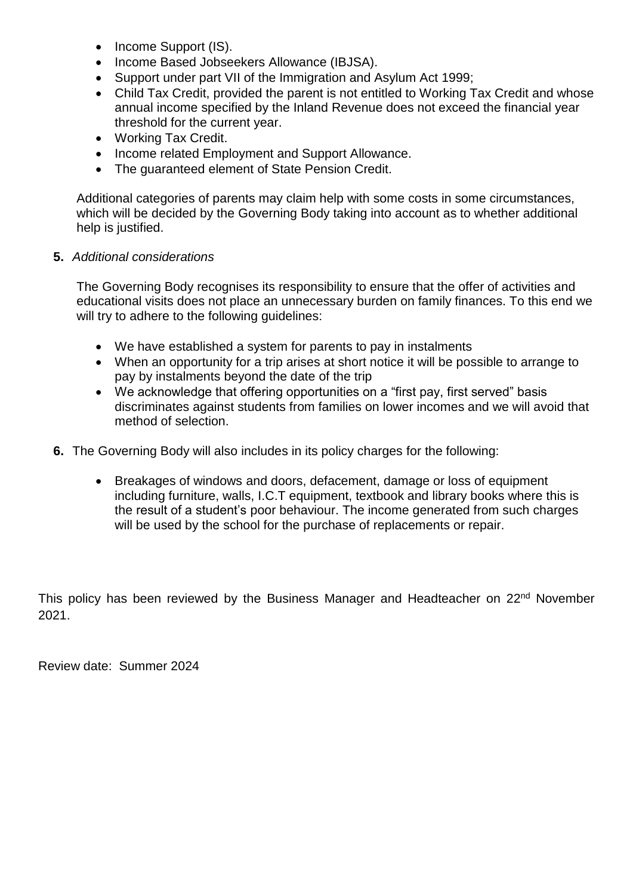- Income Support (IS).
- Income Based Jobseekers Allowance (IBJSA).
- Support under part VII of the Immigration and Asylum Act 1999;
- Child Tax Credit, provided the parent is not entitled to Working Tax Credit and whose annual income specified by the Inland Revenue does not exceed the financial year threshold for the current year.
- Working Tax Credit.
- Income related Employment and Support Allowance.
- The guaranteed element of State Pension Credit.

Additional categories of parents may claim help with some costs in some circumstances, which will be decided by the Governing Body taking into account as to whether additional help is justified.

**5.** *Additional considerations*

The Governing Body recognises its responsibility to ensure that the offer of activities and educational visits does not place an unnecessary burden on family finances. To this end we will try to adhere to the following guidelines:

- We have established a system for parents to pay in instalments
- When an opportunity for a trip arises at short notice it will be possible to arrange to pay by instalments beyond the date of the trip
- We acknowledge that offering opportunities on a "first pay, first served" basis discriminates against students from families on lower incomes and we will avoid that method of selection.

**6.** The Governing Body will also includes in its policy charges for the following:

- Breakages of windows and doors, defacement, damage or loss of equipment including furniture, walls, I.C.T equipment, textbook and library books where this is the result of a student's poor behaviour. The income generated from such charges will be used by the school for the purchase of replacements or repair.

This policy has been reviewed by the Business Manager and Headteacher on 22nd November 2021.

Review date: Summer 2024